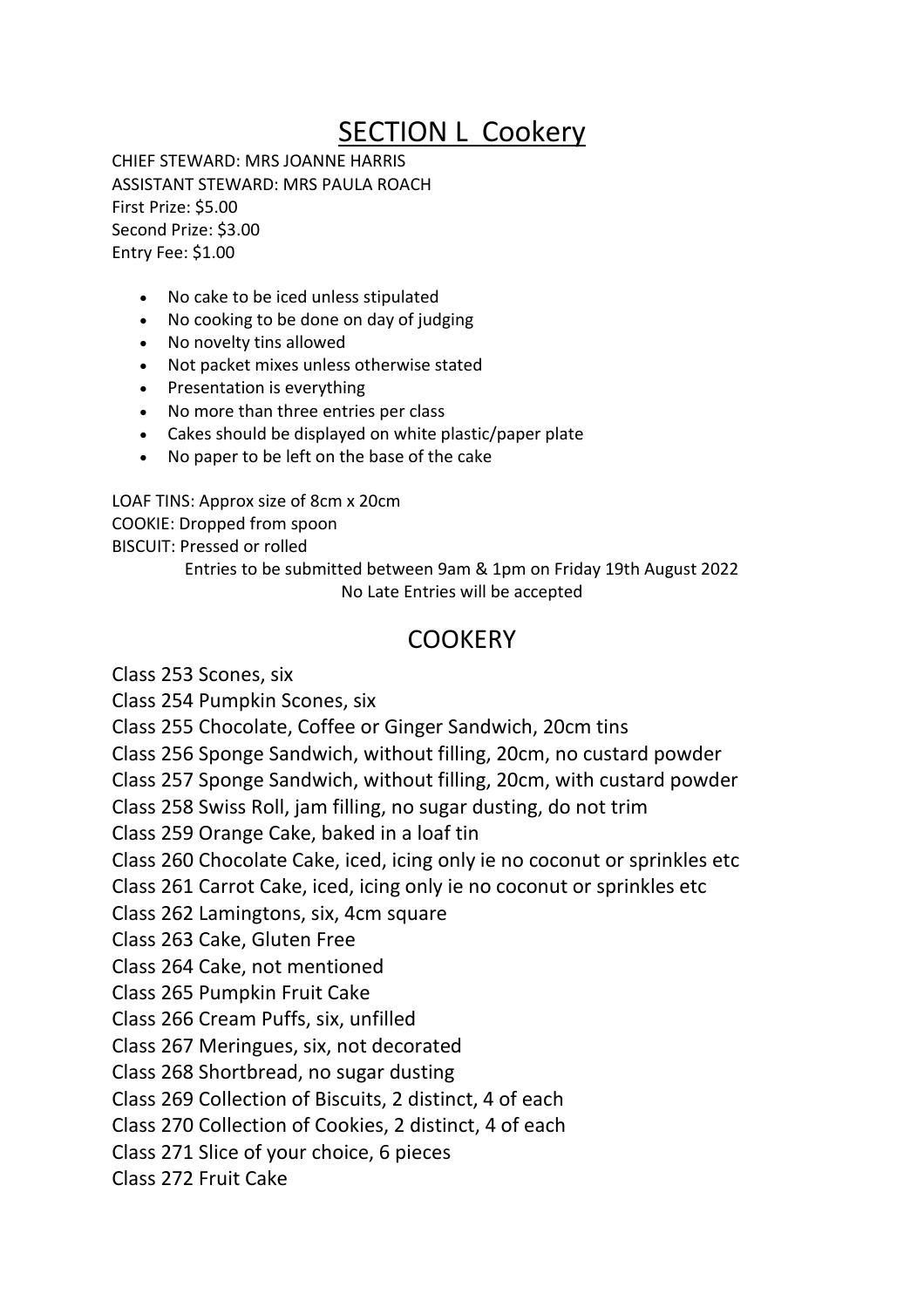# SECTION L Cookery

CHIEF STEWARD: MRS JOANNE HARRIS
ASSISTANT STEWARD: MRS PAULA ROACH
First Prize: $5.00
Second Prize: $3.00
Entry Fee: $1.00

- No cake to be iced unless stipulated
- No cooking to be done on day of judging
- No novelty tins allowed
- Not packet mixes unless otherwise stated
- Presentation is everything
- No more than three entries per class
- Cakes should be displayed on white plastic/paper plate
- No paper to be left on the base of the cake

LOAF TINS: Approx size of 8cm x 20cm
COOKIE: Dropped from spoon
BISCUIT: Pressed or rolled

Entries to be submitted between 9am & 1pm on Friday 19th August 2022
No Late Entries will be accepted

## COOKERY

Class 253 Scones, six
Class 254 Pumpkin Scones, six
Class 255 Chocolate, Coffee or Ginger Sandwich, 20cm tins
Class 256 Sponge Sandwich, without filling, 20cm, no custard powder
Class 257 Sponge Sandwich, without filling, 20cm, with custard powder
Class 258 Swiss Roll, jam filling, no sugar dusting, do not trim
Class 259 Orange Cake, baked in a loaf tin
Class 260 Chocolate Cake, iced, icing only ie no coconut or sprinkles etc
Class 261 Carrot Cake, iced, icing only ie no coconut or sprinkles etc
Class 262 Lamingtons, six, 4cm square
Class 263 Cake, Gluten Free
Class 264 Cake, not mentioned
Class 265 Pumpkin Fruit Cake
Class 266 Cream Puffs, six, unfilled
Class 267 Meringues, six, not decorated
Class 268 Shortbread, no sugar dusting
Class 269 Collection of Biscuits, 2 distinct, 4 of each
Class 270 Collection of Cookies, 2 distinct, 4 of each
Class 271 Slice of your choice, 6 pieces
Class 272 Fruit Cake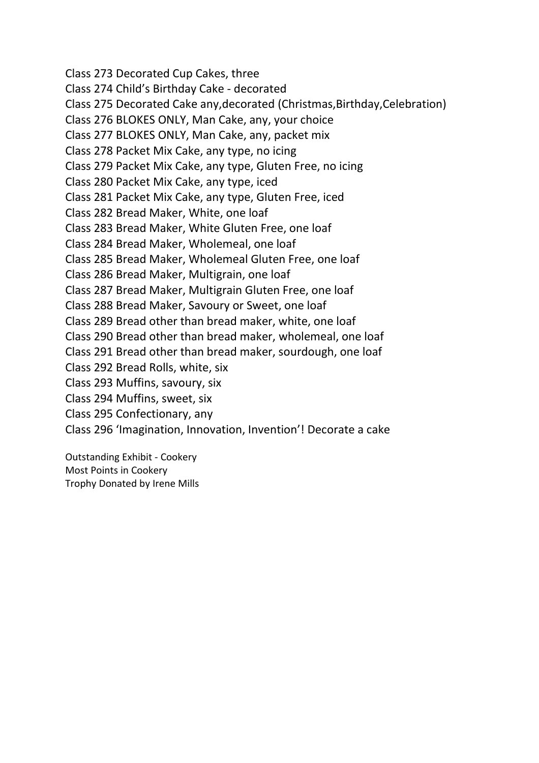Class 273 Decorated Cup Cakes, three
Class 274 Child's Birthday Cake - decorated
Class 275 Decorated Cake any,decorated (Christmas,Birthday,Celebration)
Class 276 BLOKES ONLY, Man Cake, any, your choice
Class 277 BLOKES ONLY, Man Cake, any, packet mix
Class 278 Packet Mix Cake, any type, no icing
Class 279 Packet Mix Cake, any type, Gluten Free, no icing
Class 280 Packet Mix Cake, any type, iced
Class 281 Packet Mix Cake, any type, Gluten Free, iced
Class 282 Bread Maker, White, one loaf
Class 283 Bread Maker, White Gluten Free, one loaf
Class 284 Bread Maker, Wholemeal, one loaf
Class 285 Bread Maker, Wholemeal Gluten Free, one loaf
Class 286 Bread Maker, Multigrain, one loaf
Class 287 Bread Maker, Multigrain Gluten Free, one loaf
Class 288 Bread Maker, Savoury or Sweet, one loaf
Class 289 Bread other than bread maker, white, one loaf
Class 290 Bread other than bread maker, wholemeal, one loaf
Class 291 Bread other than bread maker, sourdough, one loaf
Class 292 Bread Rolls, white, six
Class 293 Muffins, savoury, six
Class 294 Muffins, sweet, six
Class 295 Confectionary, any
Class 296 'Imagination, Innovation, Invention'! Decorate a cake

Outstanding Exhibit - Cookery
Most Points in Cookery
Trophy Donated by Irene Mills